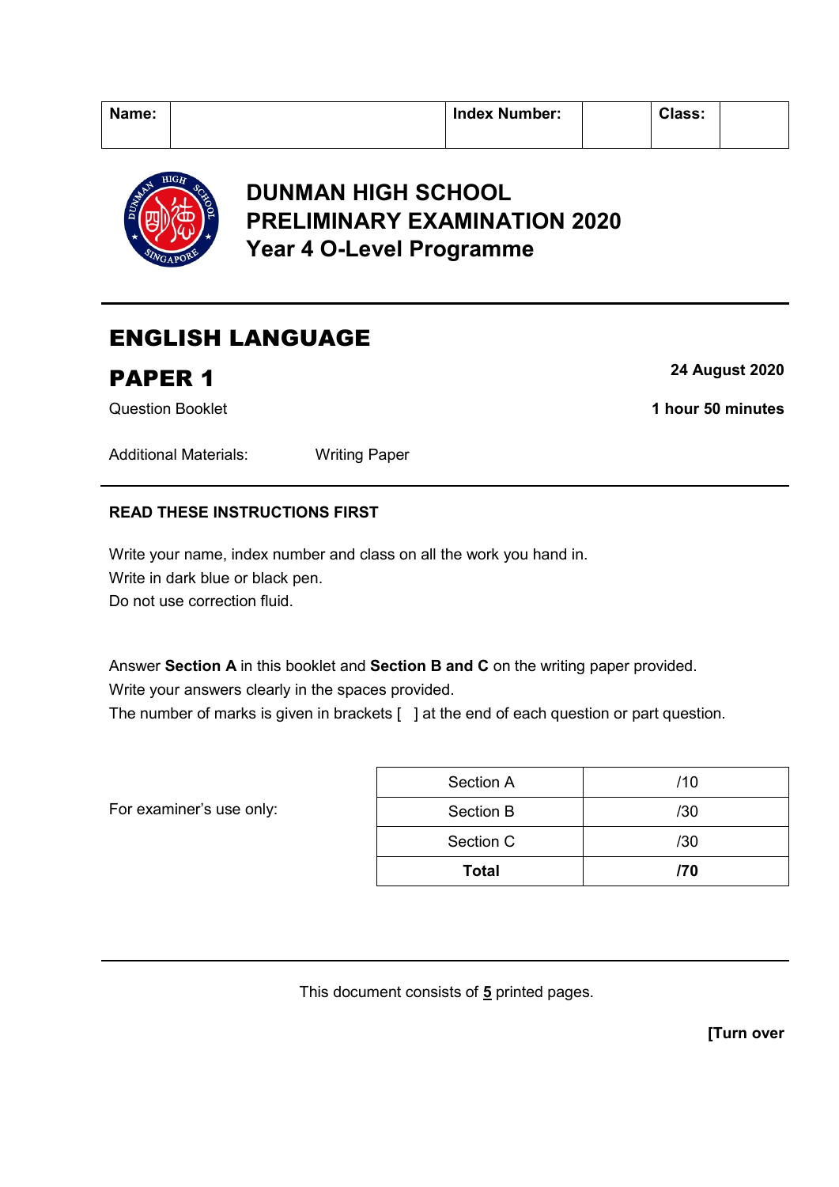| Name: | | Index Number: | | Class: | |
|---|---|---|---|---|---|

# DUNMAN HIGH SCHOOL
# PRELIMINARY EXAMINATION 2020
# Year 4 O-Level Programme

## ENGLISH LANGUAGE

## PAPER 1

**24 August 2020**

Question Booklet

**1 hour 50 minutes**

Additional Materials: Writing Paper

**READ THESE INSTRUCTIONS FIRST**

Write your name, index number and class on all the work you hand in.
Write in dark blue or black pen.
Do not use correction fluid.

Answer **Section A** in this booklet and **Section B and C** on the writing paper provided.
Write your answers clearly in the spaces provided.
The number of marks is given in brackets [ ] at the end of each question or part question.

For examiner's use only:

| Section | Marks |
|---|---|
| Section A | /10 |
| Section B | /30 |
| Section C | /30 |
| **Total** | **/70** |

This document consists of **5** printed pages.

**[Turn over**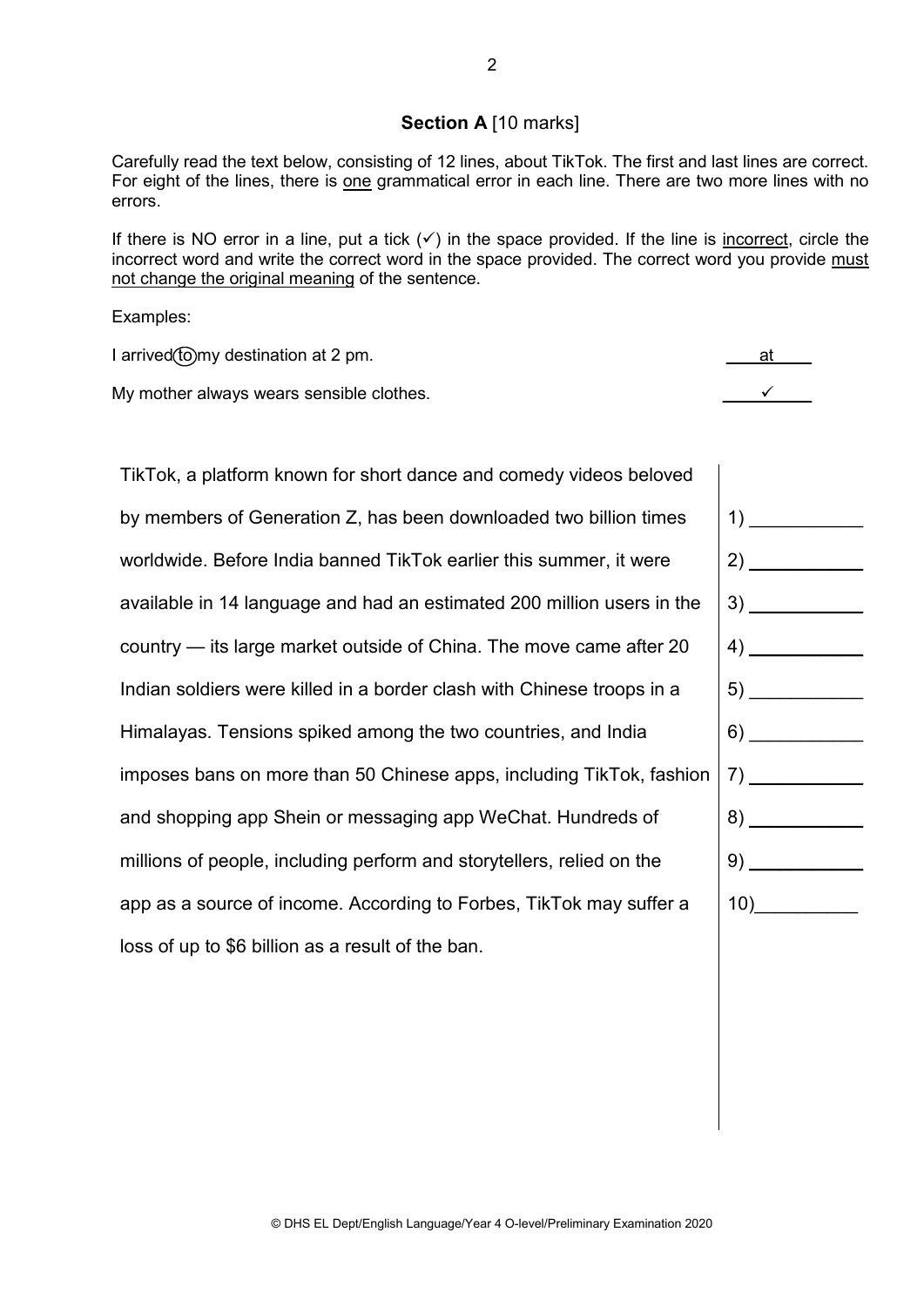## Section A [10 marks]

Carefully read the text below, consisting of 12 lines, about TikTok. The first and last lines are correct. For eight of the lines, there is one grammatical error in each line. There are two more lines with no errors.

If there is NO error in a line, put a tick (✓) in the space provided. If the line is incorrect, circle the incorrect word and write the correct word in the space provided. The correct word you provide must not change the original meaning of the sentence.

Examples:

| | |
|---|---|
| I arrived (to) my destination at 2 pm. | at |
| My mother always wears sensible clothes. | ✓ |

| | |
|---|---|
| TikTok, a platform known for short dance and comedy videos beloved | |
| by members of Generation Z, has been downloaded two billion times | 1) ___________ |
| worldwide. Before India banned TikTok earlier this summer, it were | 2) ___________ |
| available in 14 language and had an estimated 200 million users in the | 3) ___________ |
| country — its large market outside of China. The move came after 20 | 4) ___________ |
| Indian soldiers were killed in a border clash with Chinese troops in a | 5) ___________ |
| Himalayas. Tensions spiked among the two countries, and India | 6) ___________ |
| imposes bans on more than 50 Chinese apps, including TikTok, fashion | 7) ___________ |
| and shopping app Shein or messaging app WeChat. Hundreds of | 8) ___________ |
| millions of people, including perform and storytellers, relied on the | 9) ___________ |
| app as a source of income. According to Forbes, TikTok may suffer a | 10) __________ |
| loss of up to $6 billion as a result of the ban. | |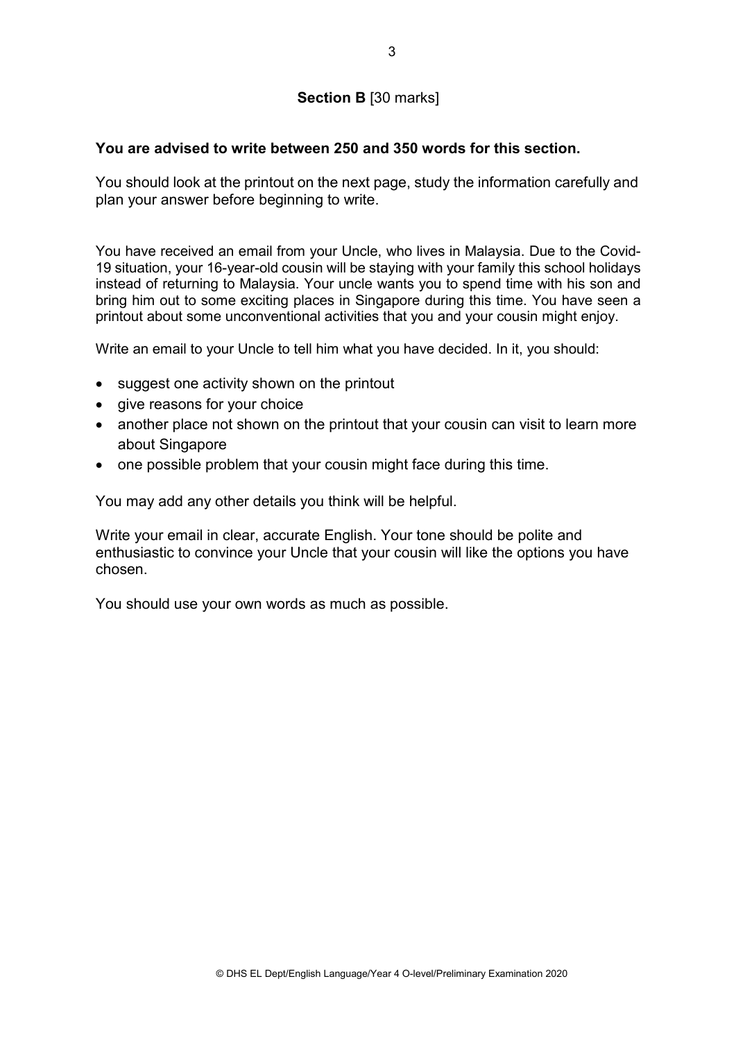## Section B [30 marks]

**You are advised to write between 250 and 350 words for this section.**

You should look at the printout on the next page, study the information carefully and plan your answer before beginning to write.

You have received an email from your Uncle, who lives in Malaysia. Due to the Covid-19 situation, your 16-year-old cousin will be staying with your family this school holidays instead of returning to Malaysia. Your uncle wants you to spend time with his son and bring him out to some exciting places in Singapore during this time. You have seen a printout about some unconventional activities that you and your cousin might enjoy.

Write an email to your Uncle to tell him what you have decided. In it, you should:

- suggest one activity shown on the printout
- give reasons for your choice
- another place not shown on the printout that your cousin can visit to learn more about Singapore
- one possible problem that your cousin might face during this time.

You may add any other details you think will be helpful.

Write your email in clear, accurate English. Your tone should be polite and enthusiastic to convince your Uncle that your cousin will like the options you have chosen.

You should use your own words as much as possible.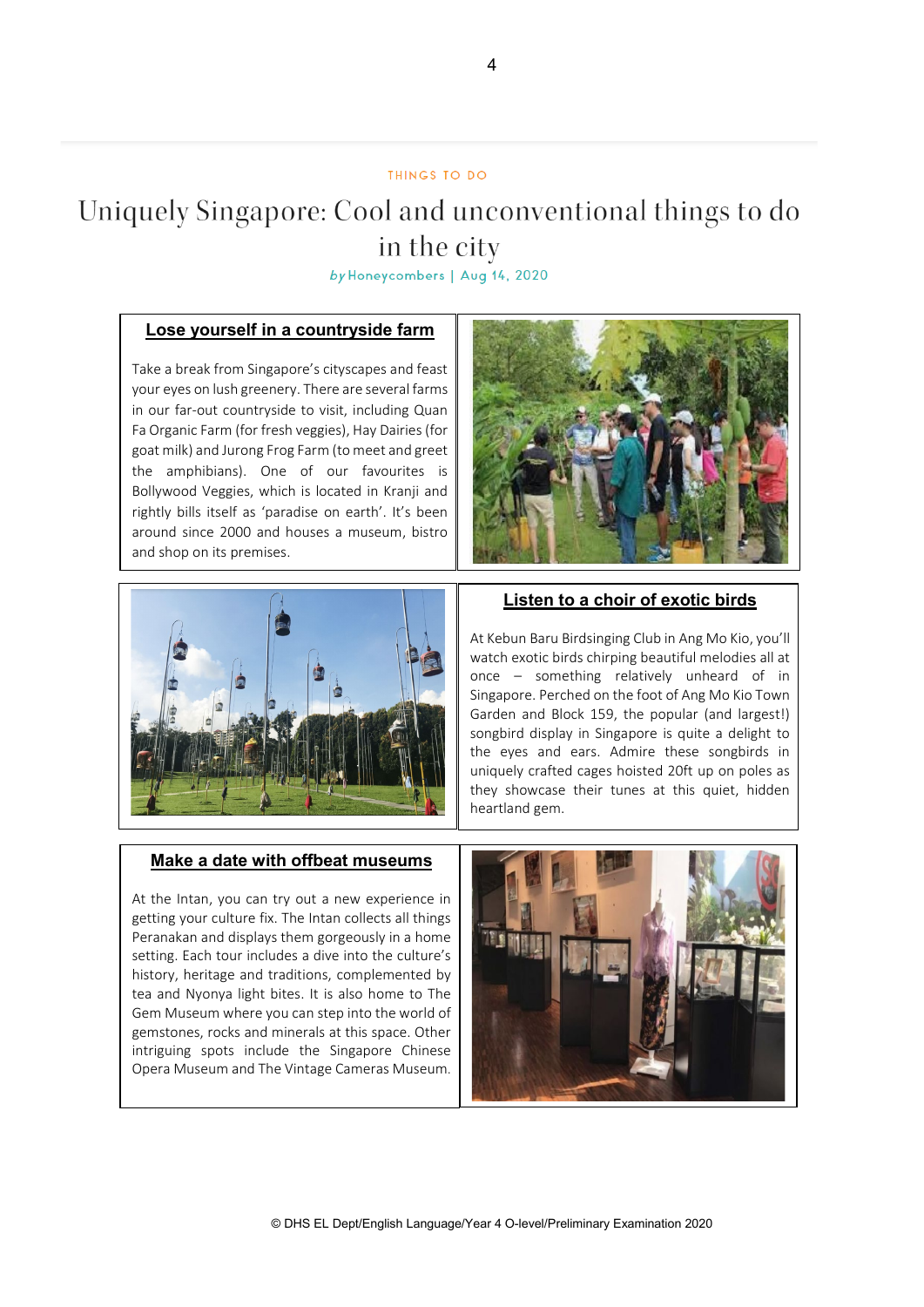THINGS TO DO

# Uniquely Singapore: Cool and unconventional things to do in the city

*by* Honeycombers | Aug 14, 2020

## Lose yourself in a countryside farm

Take a break from Singapore's cityscapes and feast your eyes on lush greenery. There are several farms in our far-out countryside to visit, including Quan Fa Organic Farm (for fresh veggies), Hay Dairies (for goat milk) and Jurong Frog Farm (to meet and greet the amphibians). One of our favourites is Bollywood Veggies, which is located in Kranji and rightly bills itself as 'paradise on earth'. It's been around since 2000 and houses a museum, bistro and shop on its premises.

## Listen to a choir of exotic birds

At Kebun Baru Birdsinging Club in Ang Mo Kio, you'll watch exotic birds chirping beautiful melodies all at once – something relatively unheard of in Singapore. Perched on the foot of Ang Mo Kio Town Garden and Block 159, the popular (and largest!) songbird display in Singapore is quite a delight to the eyes and ears. Admire these songbirds in uniquely crafted cages hoisted 20ft up on poles as they showcase their tunes at this quiet, hidden heartland gem.

## Make a date with offbeat museums

At the Intan, you can try out a new experience in getting your culture fix. The Intan collects all things Peranakan and displays them gorgeously in a home setting. Each tour includes a dive into the culture's history, heritage and traditions, complemented by tea and Nyonya light bites. It is also home to The Gem Museum where you can step into the world of gemstones, rocks and minerals at this space. Other intriguing spots include the Singapore Chinese Opera Museum and The Vintage Cameras Museum.

© DHS EL Dept/English Language/Year 4 O-level/Preliminary Examination 2020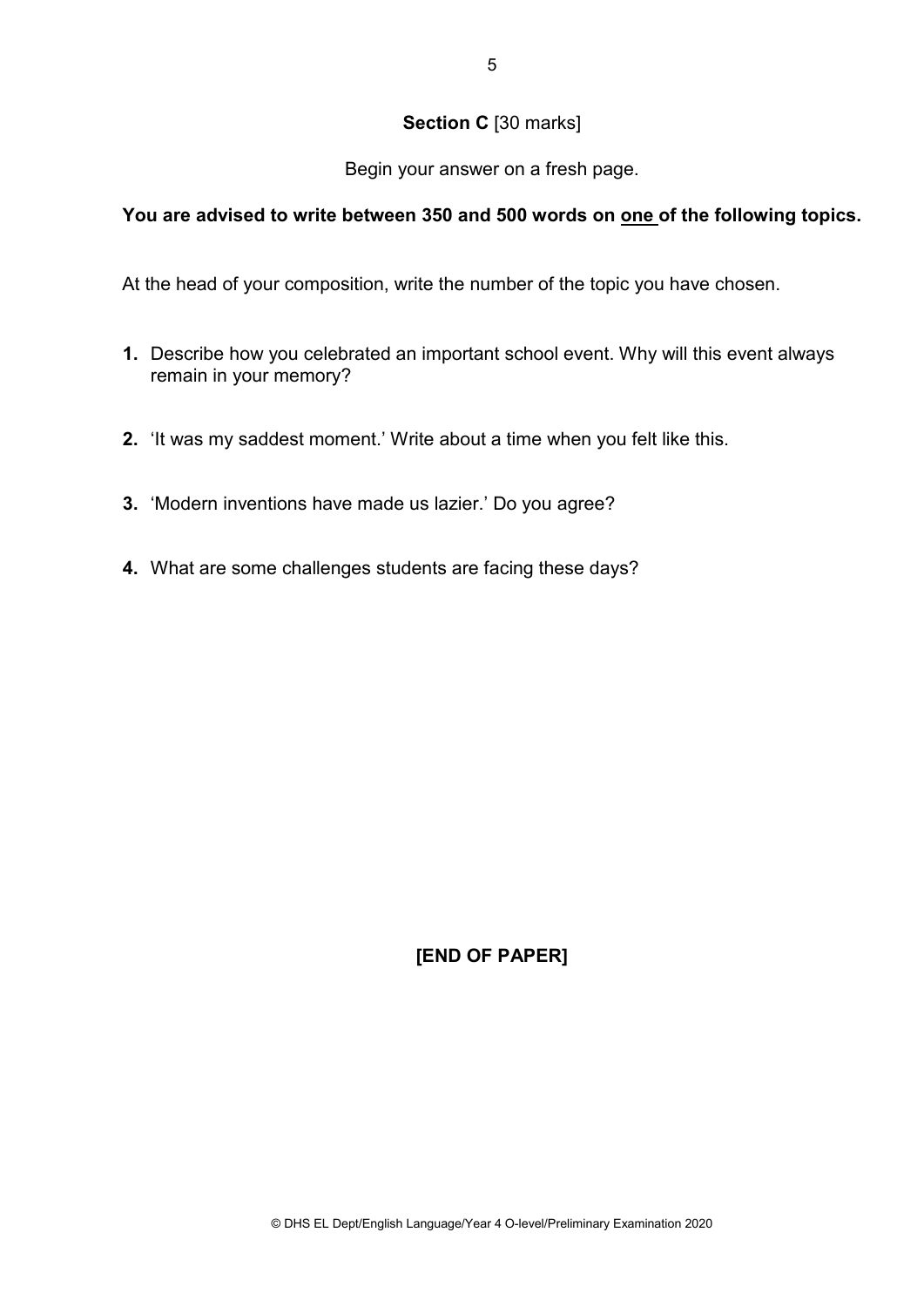## **Section C** [30 marks]

Begin your answer on a fresh page.

**You are advised to write between 350 and 500 words on one of the following topics.**

At the head of your composition, write the number of the topic you have chosen.

1. Describe how you celebrated an important school event. Why will this event always remain in your memory?

2. 'It was my saddest moment.' Write about a time when you felt like this.

3. 'Modern inventions have made us lazier.' Do you agree?

4. What are some challenges students are facing these days?

**[END OF PAPER]**